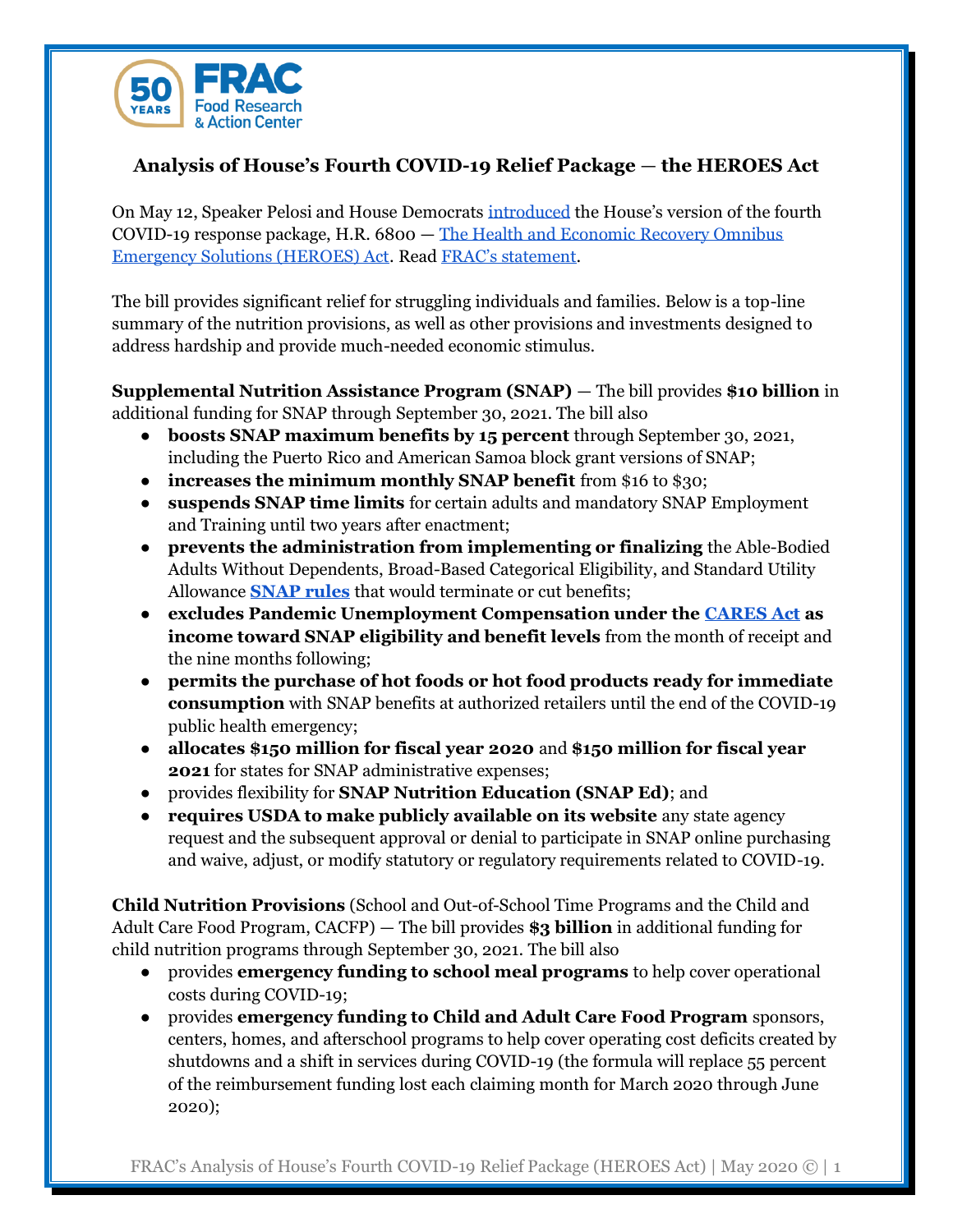FRAC Food Research & Action Center

## Analysis of House's Fourth COVID-19 Relief Package — the HEROES Act

On May 12, Speaker Pelosi and House Democrats introduced the House's version of the fourth COVID-19 response package, H.R. 6800 — The Health and Economic Recovery Omnibus Emergency Solutions (HEROES) Act. Read FRAC's statement.

The bill provides significant relief for struggling individuals and families. Below is a top-line summary of the nutrition provisions, as well as other provisions and investments designed to address hardship and provide much-needed economic stimulus.

**Supplemental Nutrition Assistance Program (SNAP)** — The bill provides **$10 billion** in additional funding for SNAP through September 30, 2021. The bill also

- **boosts SNAP maximum benefits by 15 percent** through September 30, 2021, including the Puerto Rico and American Samoa block grant versions of SNAP;
- **increases the minimum monthly SNAP benefit** from $16 to $30;
- **suspends SNAP time limits** for certain adults and mandatory SNAP Employment and Training until two years after enactment;
- **prevents the administration from implementing or finalizing** the Able-Bodied Adults Without Dependents, Broad-Based Categorical Eligibility, and Standard Utility Allowance **SNAP rules** that would terminate or cut benefits;
- **excludes Pandemic Unemployment Compensation under the CARES Act as income toward SNAP eligibility and benefit levels** from the month of receipt and the nine months following;
- **permits the purchase of hot foods or hot food products ready for immediate consumption** with SNAP benefits at authorized retailers until the end of the COVID-19 public health emergency;
- **allocates $150 million for fiscal year 2020** and **$150 million for fiscal year 2021** for states for SNAP administrative expenses;
- provides flexibility for **SNAP Nutrition Education (SNAP Ed)**; and
- **requires USDA to make publicly available on its website** any state agency request and the subsequent approval or denial to participate in SNAP online purchasing and waive, adjust, or modify statutory or regulatory requirements related to COVID-19.

**Child Nutrition Provisions** (School and Out-of-School Time Programs and the Child and Adult Care Food Program, CACFP) — The bill provides **$3 billion** in additional funding for child nutrition programs through September 30, 2021. The bill also

- provides **emergency funding to school meal programs** to help cover operational costs during COVID-19;
- provides **emergency funding to Child and Adult Care Food Program** sponsors, centers, homes, and afterschool programs to help cover operating cost deficits created by shutdowns and a shift in services during COVID-19 (the formula will replace 55 percent of the reimbursement funding lost each claiming month for March 2020 through June 2020);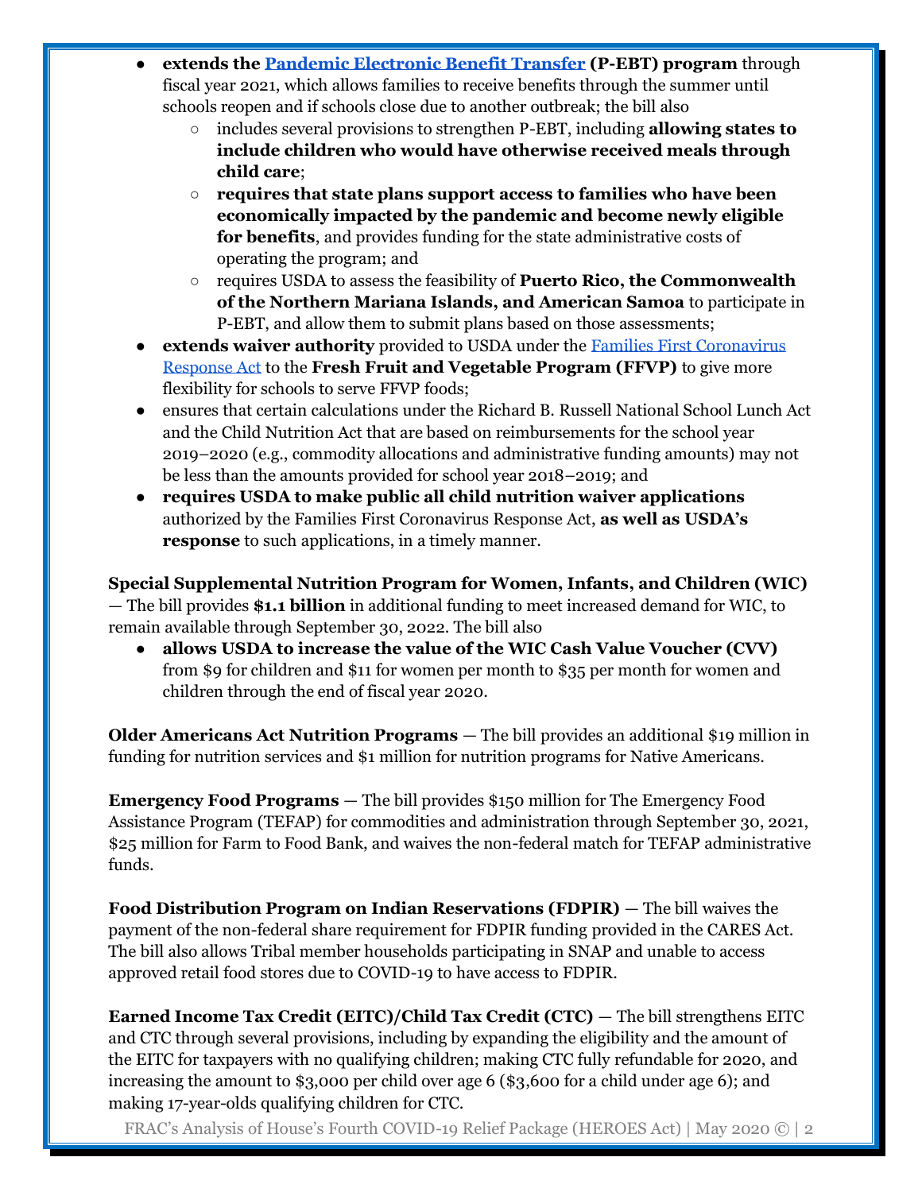- **extends the [Pandemic Electronic Benefit Transfer](#) (P-EBT) program** through fiscal year 2021, which allows families to receive benefits through the summer until schools reopen and if schools close due to another outbreak; the bill also
  - includes several provisions to strengthen P-EBT, including **allowing states to include children who would have otherwise received meals through child care**;
  - **requires that state plans support access to families who have been economically impacted by the pandemic and become newly eligible for benefits**, and provides funding for the state administrative costs of operating the program; and
  - requires USDA to assess the feasibility of **Puerto Rico, the Commonwealth of the Northern Mariana Islands, and American Samoa** to participate in P-EBT, and allow them to submit plans based on those assessments;
- **extends waiver authority** provided to USDA under the [Families First Coronavirus Response Act](#) to the **Fresh Fruit and Vegetable Program (FFVP)** to give more flexibility for schools to serve FFVP foods;
- ensures that certain calculations under the Richard B. Russell National School Lunch Act and the Child Nutrition Act that are based on reimbursements for the school year 2019–2020 (e.g., commodity allocations and administrative funding amounts) may not be less than the amounts provided for school year 2018–2019; and
- **requires USDA to make public all child nutrition waiver applications** authorized by the Families First Coronavirus Response Act, **as well as USDA's response** to such applications, in a timely manner.

**Special Supplemental Nutrition Program for Women, Infants, and Children (WIC)** — The bill provides **$1.1 billion** in additional funding to meet increased demand for WIC, to remain available through September 30, 2022. The bill also

- **allows USDA to increase the value of the WIC Cash Value Voucher (CVV)** from $9 for children and $11 for women per month to $35 per month for women and children through the end of fiscal year 2020.

**Older Americans Act Nutrition Programs** — The bill provides an additional $19 million in funding for nutrition services and $1 million for nutrition programs for Native Americans.

**Emergency Food Programs** — The bill provides $150 million for The Emergency Food Assistance Program (TEFAP) for commodities and administration through September 30, 2021, $25 million for Farm to Food Bank, and waives the non-federal match for TEFAP administrative funds.

**Food Distribution Program on Indian Reservations (FDPIR)** — The bill waives the payment of the non-federal share requirement for FDPIR funding provided in the CARES Act. The bill also allows Tribal member households participating in SNAP and unable to access approved retail food stores due to COVID-19 to have access to FDPIR.

**Earned Income Tax Credit (EITC)/Child Tax Credit (CTC)** — The bill strengthens EITC and CTC through several provisions, including by expanding the eligibility and the amount of the EITC for taxpayers with no qualifying children; making CTC fully refundable for 2020, and increasing the amount to $3,000 per child over age 6 ($3,600 for a child under age 6); and making 17-year-olds qualifying children for CTC.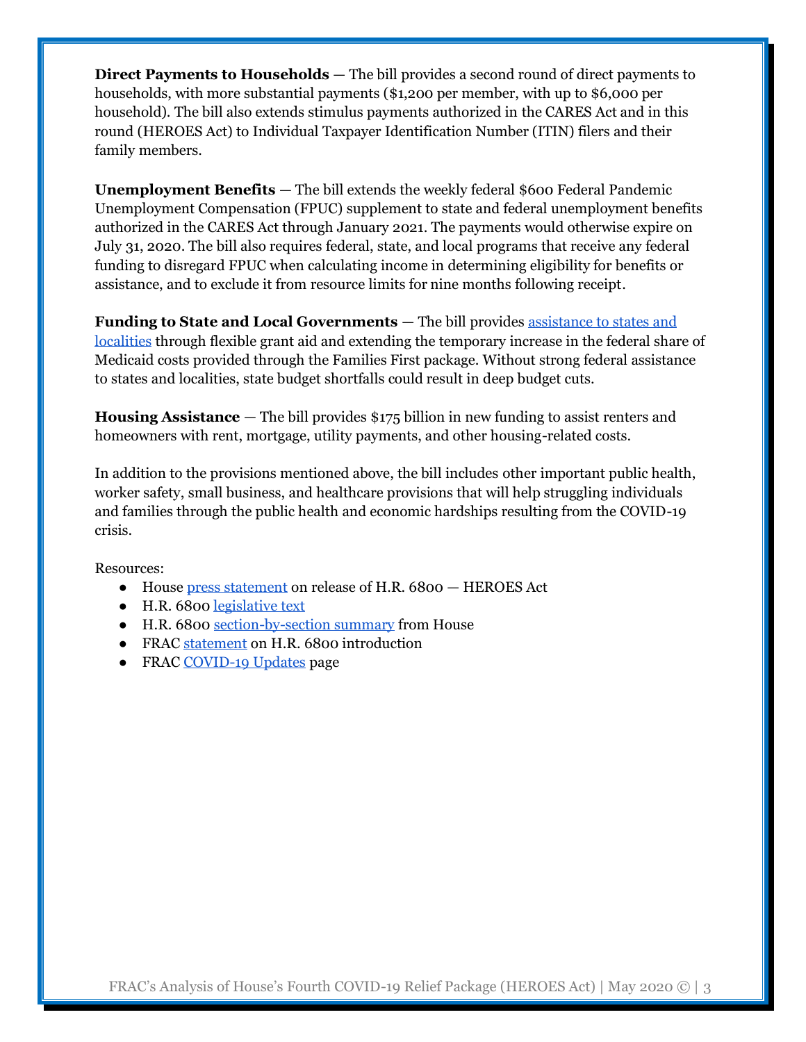**Direct Payments to Households** — The bill provides a second round of direct payments to households, with more substantial payments ($1,200 per member, with up to $6,000 per household). The bill also extends stimulus payments authorized in the CARES Act and in this round (HEROES Act) to Individual Taxpayer Identification Number (ITIN) filers and their family members.

**Unemployment Benefits** — The bill extends the weekly federal $600 Federal Pandemic Unemployment Compensation (FPUC) supplement to state and federal unemployment benefits authorized in the CARES Act through January 2021. The payments would otherwise expire on July 31, 2020. The bill also requires federal, state, and local programs that receive any federal funding to disregard FPUC when calculating income in determining eligibility for benefits or assistance, and to exclude it from resource limits for nine months following receipt.

**Funding to State and Local Governments** — The bill provides assistance to states and localities through flexible grant aid and extending the temporary increase in the federal share of Medicaid costs provided through the Families First package. Without strong federal assistance to states and localities, state budget shortfalls could result in deep budget cuts.

**Housing Assistance** — The bill provides $175 billion in new funding to assist renters and homeowners with rent, mortgage, utility payments, and other housing-related costs.

In addition to the provisions mentioned above, the bill includes other important public health, worker safety, small business, and healthcare provisions that will help struggling individuals and families through the public health and economic hardships resulting from the COVID-19 crisis.

Resources:

- House press statement on release of H.R. 6800 — HEROES Act
- H.R. 6800 legislative text
- H.R. 6800 section-by-section summary from House
- FRAC statement on H.R. 6800 introduction
- FRAC COVID-19 Updates page